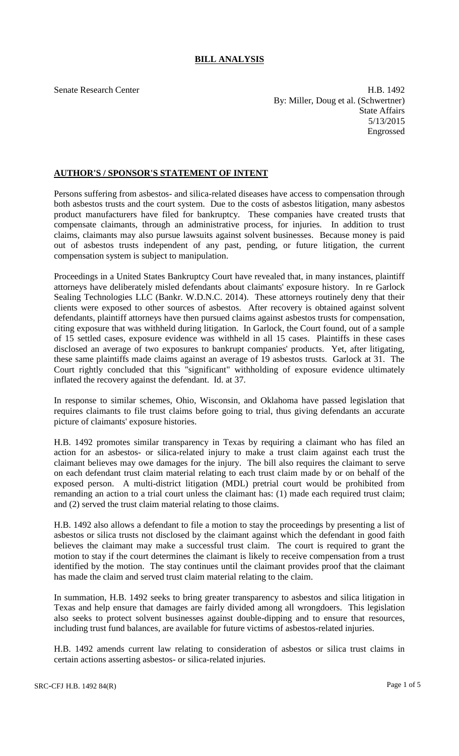# BILL ANALYSIS

Senate Research Center

H.B. 1492
By: Miller, Doug et al. (Schwertner)
State Affairs
5/13/2015
Engrossed

## AUTHOR'S / SPONSOR'S STATEMENT OF INTENT

Persons suffering from asbestos- and silica-related diseases have access to compensation through both asbestos trusts and the court system. Due to the costs of asbestos litigation, many asbestos product manufacturers have filed for bankruptcy. These companies have created trusts that compensate claimants, through an administrative process, for injuries. In addition to trust claims, claimants may also pursue lawsuits against solvent businesses. Because money is paid out of asbestos trusts independent of any past, pending, or future litigation, the current compensation system is subject to manipulation.

Proceedings in a United States Bankruptcy Court have revealed that, in many instances, plaintiff attorneys have deliberately misled defendants about claimants' exposure history. In re Garlock Sealing Technologies LLC (Bankr. W.D.N.C. 2014). These attorneys routinely deny that their clients were exposed to other sources of asbestos. After recovery is obtained against solvent defendants, plaintiff attorneys have then pursued claims against asbestos trusts for compensation, citing exposure that was withheld during litigation. In Garlock, the Court found, out of a sample of 15 settled cases, exposure evidence was withheld in all 15 cases. Plaintiffs in these cases disclosed an average of two exposures to bankrupt companies' products. Yet, after litigating, these same plaintiffs made claims against an average of 19 asbestos trusts. Garlock at 31. The Court rightly concluded that this "significant" withholding of exposure evidence ultimately inflated the recovery against the defendant. Id. at 37.

In response to similar schemes, Ohio, Wisconsin, and Oklahoma have passed legislation that requires claimants to file trust claims before going to trial, thus giving defendants an accurate picture of claimants' exposure histories.

H.B. 1492 promotes similar transparency in Texas by requiring a claimant who has filed an action for an asbestos- or silica-related injury to make a trust claim against each trust the claimant believes may owe damages for the injury. The bill also requires the claimant to serve on each defendant trust claim material relating to each trust claim made by or on behalf of the exposed person. A multi-district litigation (MDL) pretrial court would be prohibited from remanding an action to a trial court unless the claimant has: (1) made each required trust claim; and (2) served the trust claim material relating to those claims.

H.B. 1492 also allows a defendant to file a motion to stay the proceedings by presenting a list of asbestos or silica trusts not disclosed by the claimant against which the defendant in good faith believes the claimant may make a successful trust claim. The court is required to grant the motion to stay if the court determines the claimant is likely to receive compensation from a trust identified by the motion. The stay continues until the claimant provides proof that the claimant has made the claim and served trust claim material relating to the claim.

In summation, H.B. 1492 seeks to bring greater transparency to asbestos and silica litigation in Texas and help ensure that damages are fairly divided among all wrongdoers. This legislation also seeks to protect solvent businesses against double-dipping and to ensure that resources, including trust fund balances, are available for future victims of asbestos-related injuries.

H.B. 1492 amends current law relating to consideration of asbestos or silica trust claims in certain actions asserting asbestos- or silica-related injuries.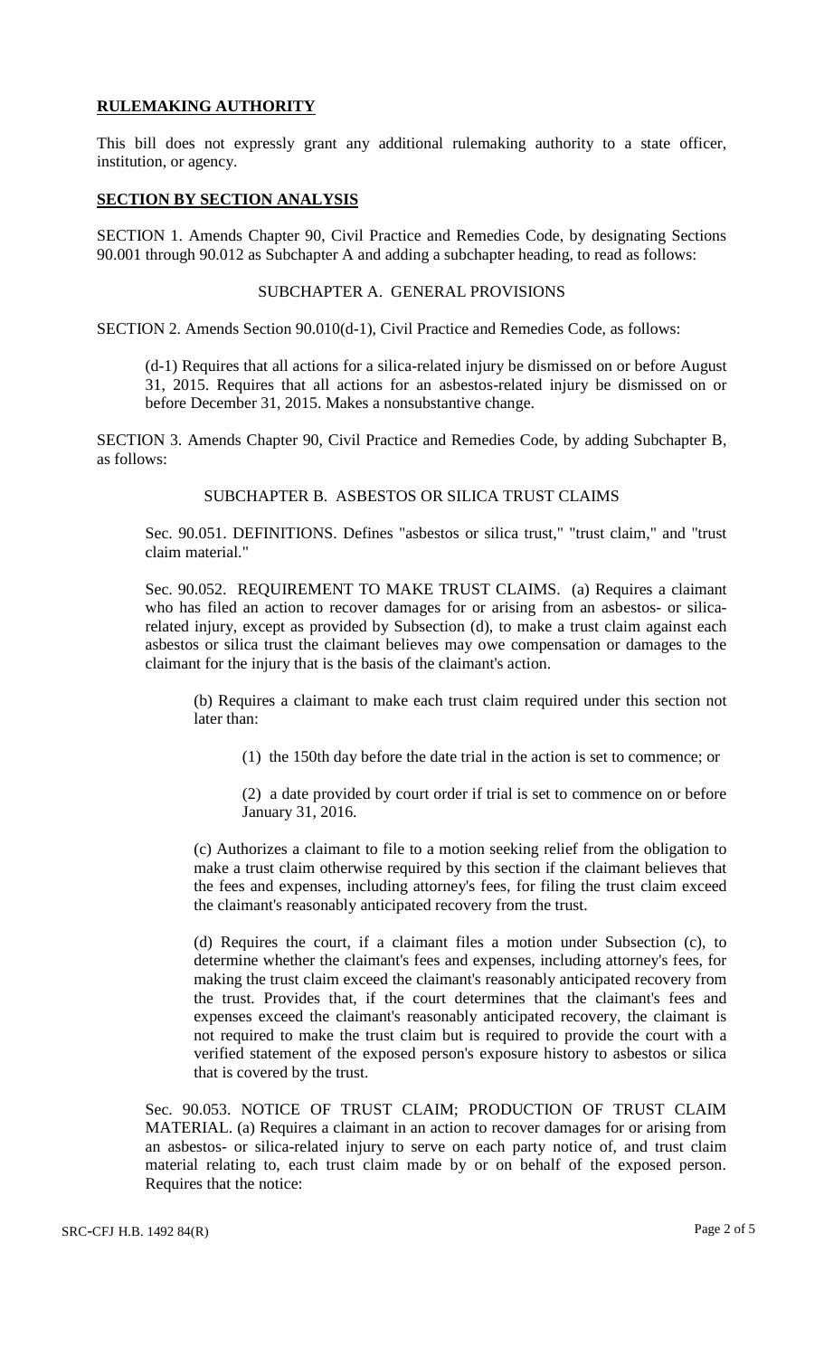## RULEMAKING AUTHORITY

This bill does not expressly grant any additional rulemaking authority to a state officer, institution, or agency.

## SECTION BY SECTION ANALYSIS

SECTION 1. Amends Chapter 90, Civil Practice and Remedies Code, by designating Sections 90.001 through 90.012 as Subchapter A and adding a subchapter heading, to read as follows:

SUBCHAPTER A. GENERAL PROVISIONS

SECTION 2. Amends Section 90.010(d-1), Civil Practice and Remedies Code, as follows:

(d-1) Requires that all actions for a silica-related injury be dismissed on or before August 31, 2015. Requires that all actions for an asbestos-related injury be dismissed on or before December 31, 2015. Makes a nonsubstantive change.

SECTION 3. Amends Chapter 90, Civil Practice and Remedies Code, by adding Subchapter B, as follows:

SUBCHAPTER B. ASBESTOS OR SILICA TRUST CLAIMS

Sec. 90.051. DEFINITIONS. Defines "asbestos or silica trust," "trust claim," and "trust claim material."

Sec. 90.052. REQUIREMENT TO MAKE TRUST CLAIMS. (a) Requires a claimant who has filed an action to recover damages for or arising from an asbestos- or silica-related injury, except as provided by Subsection (d), to make a trust claim against each asbestos or silica trust the claimant believes may owe compensation or damages to the claimant for the injury that is the basis of the claimant's action.

(b) Requires a claimant to make each trust claim required under this section not later than:

(1) the 150th day before the date trial in the action is set to commence; or

(2) a date provided by court order if trial is set to commence on or before January 31, 2016.

(c) Authorizes a claimant to file to a motion seeking relief from the obligation to make a trust claim otherwise required by this section if the claimant believes that the fees and expenses, including attorney's fees, for filing the trust claim exceed the claimant's reasonably anticipated recovery from the trust.

(d) Requires the court, if a claimant files a motion under Subsection (c), to determine whether the claimant's fees and expenses, including attorney's fees, for making the trust claim exceed the claimant's reasonably anticipated recovery from the trust. Provides that, if the court determines that the claimant's fees and expenses exceed the claimant's reasonably anticipated recovery, the claimant is not required to make the trust claim but is required to provide the court with a verified statement of the exposed person's exposure history to asbestos or silica that is covered by the trust.

Sec. 90.053. NOTICE OF TRUST CLAIM; PRODUCTION OF TRUST CLAIM MATERIAL. (a) Requires a claimant in an action to recover damages for or arising from an asbestos- or silica-related injury to serve on each party notice of, and trust claim material relating to, each trust claim made by or on behalf of the exposed person. Requires that the notice: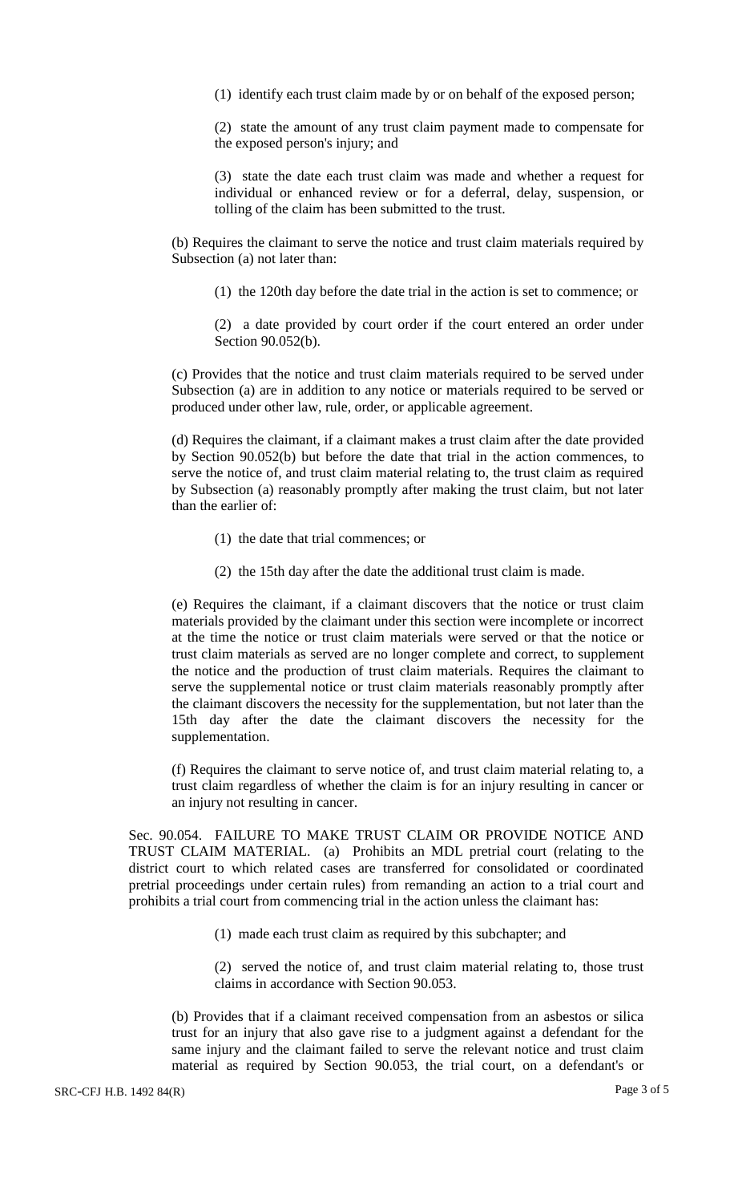(1) identify each trust claim made by or on behalf of the exposed person;

(2) state the amount of any trust claim payment made to compensate for the exposed person's injury; and

(3) state the date each trust claim was made and whether a request for individual or enhanced review or for a deferral, delay, suspension, or tolling of the claim has been submitted to the trust.

(b) Requires the claimant to serve the notice and trust claim materials required by Subsection (a) not later than:

(1) the 120th day before the date trial in the action is set to commence; or

(2) a date provided by court order if the court entered an order under Section 90.052(b).

(c) Provides that the notice and trust claim materials required to be served under Subsection (a) are in addition to any notice or materials required to be served or produced under other law, rule, order, or applicable agreement.

(d) Requires the claimant, if a claimant makes a trust claim after the date provided by Section 90.052(b) but before the date that trial in the action commences, to serve the notice of, and trust claim material relating to, the trust claim as required by Subsection (a) reasonably promptly after making the trust claim, but not later than the earlier of:

(1) the date that trial commences; or

(2) the 15th day after the date the additional trust claim is made.

(e) Requires the claimant, if a claimant discovers that the notice or trust claim materials provided by the claimant under this section were incomplete or incorrect at the time the notice or trust claim materials were served or that the notice or trust claim materials as served are no longer complete and correct, to supplement the notice and the production of trust claim materials. Requires the claimant to serve the supplemental notice or trust claim materials reasonably promptly after the claimant discovers the necessity for the supplementation, but not later than the 15th day after the date the claimant discovers the necessity for the supplementation.

(f) Requires the claimant to serve notice of, and trust claim material relating to, a trust claim regardless of whether the claim is for an injury resulting in cancer or an injury not resulting in cancer.

Sec. 90.054. FAILURE TO MAKE TRUST CLAIM OR PROVIDE NOTICE AND TRUST CLAIM MATERIAL. (a) Prohibits an MDL pretrial court (relating to the district court to which related cases are transferred for consolidated or coordinated pretrial proceedings under certain rules) from remanding an action to a trial court and prohibits a trial court from commencing trial in the action unless the claimant has:

(1) made each trust claim as required by this subchapter; and

(2) served the notice of, and trust claim material relating to, those trust claims in accordance with Section 90.053.

(b) Provides that if a claimant received compensation from an asbestos or silica trust for an injury that also gave rise to a judgment against a defendant for the same injury and the claimant failed to serve the relevant notice and trust claim material as required by Section 90.053, the trial court, on a defendant's or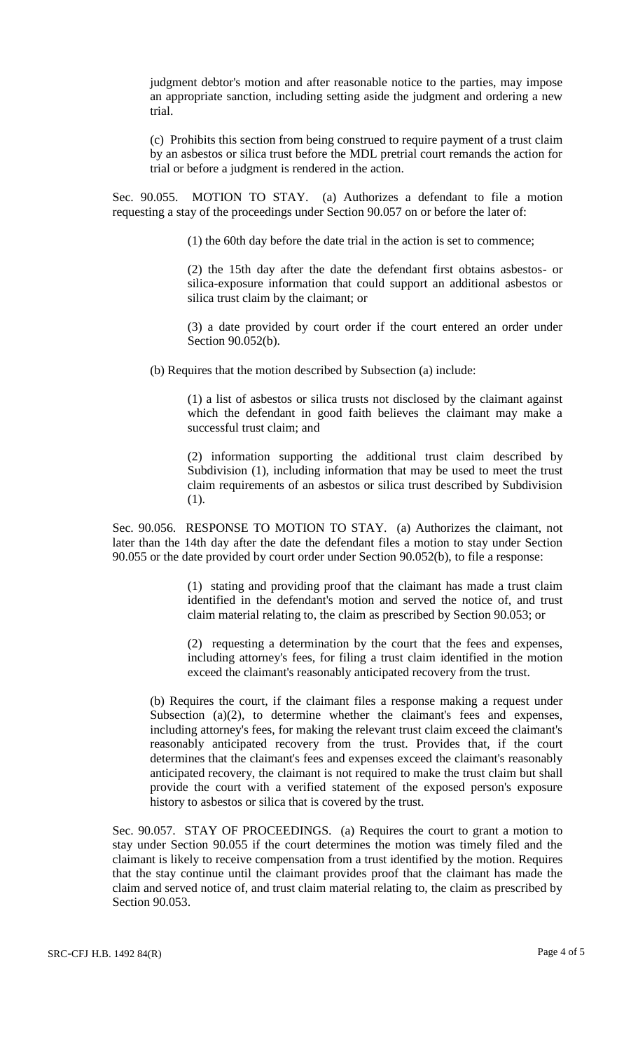judgment debtor's motion and after reasonable notice to the parties, may impose an appropriate sanction, including setting aside the judgment and ordering a new trial.

(c) Prohibits this section from being construed to require payment of a trust claim by an asbestos or silica trust before the MDL pretrial court remands the action for trial or before a judgment is rendered in the action.

Sec. 90.055. MOTION TO STAY. (a) Authorizes a defendant to file a motion requesting a stay of the proceedings under Section 90.057 on or before the later of:

(1) the 60th day before the date trial in the action is set to commence;

(2) the 15th day after the date the defendant first obtains asbestos- or silica-exposure information that could support an additional asbestos or silica trust claim by the claimant; or

(3) a date provided by court order if the court entered an order under Section 90.052(b).

(b) Requires that the motion described by Subsection (a) include:

(1) a list of asbestos or silica trusts not disclosed by the claimant against which the defendant in good faith believes the claimant may make a successful trust claim; and

(2) information supporting the additional trust claim described by Subdivision (1), including information that may be used to meet the trust claim requirements of an asbestos or silica trust described by Subdivision (1).

Sec. 90.056. RESPONSE TO MOTION TO STAY. (a) Authorizes the claimant, not later than the 14th day after the date the defendant files a motion to stay under Section 90.055 or the date provided by court order under Section 90.052(b), to file a response:

(1) stating and providing proof that the claimant has made a trust claim identified in the defendant's motion and served the notice of, and trust claim material relating to, the claim as prescribed by Section 90.053; or

(2) requesting a determination by the court that the fees and expenses, including attorney's fees, for filing a trust claim identified in the motion exceed the claimant's reasonably anticipated recovery from the trust.

(b) Requires the court, if the claimant files a response making a request under Subsection (a)(2), to determine whether the claimant's fees and expenses, including attorney's fees, for making the relevant trust claim exceed the claimant's reasonably anticipated recovery from the trust. Provides that, if the court determines that the claimant's fees and expenses exceed the claimant's reasonably anticipated recovery, the claimant is not required to make the trust claim but shall provide the court with a verified statement of the exposed person's exposure history to asbestos or silica that is covered by the trust.

Sec. 90.057. STAY OF PROCEEDINGS. (a) Requires the court to grant a motion to stay under Section 90.055 if the court determines the motion was timely filed and the claimant is likely to receive compensation from a trust identified by the motion. Requires that the stay continue until the claimant provides proof that the claimant has made the claim and served notice of, and trust claim material relating to, the claim as prescribed by Section 90.053.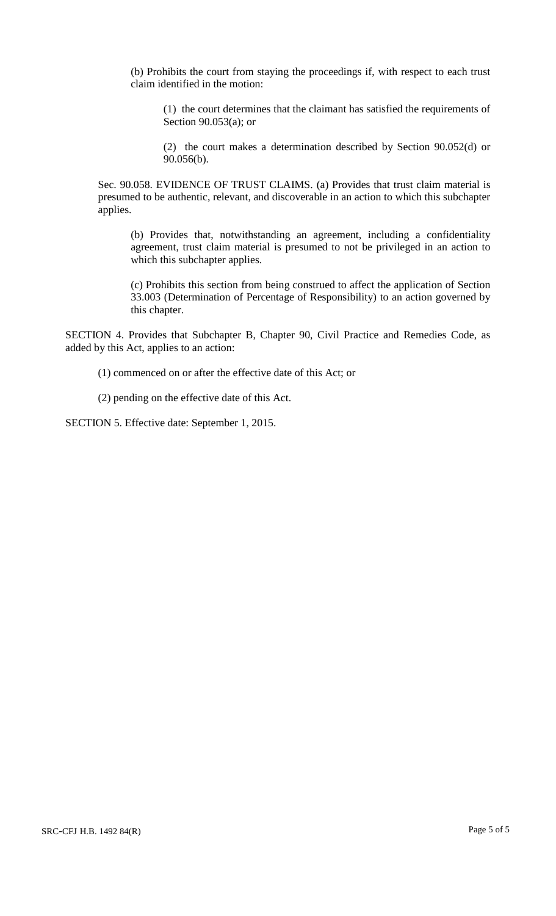(b) Prohibits the court from staying the proceedings if, with respect to each trust claim identified in the motion:

(1) the court determines that the claimant has satisfied the requirements of Section 90.053(a); or

(2) the court makes a determination described by Section 90.052(d) or 90.056(b).

Sec. 90.058. EVIDENCE OF TRUST CLAIMS. (a) Provides that trust claim material is presumed to be authentic, relevant, and discoverable in an action to which this subchapter applies.

(b) Provides that, notwithstanding an agreement, including a confidentiality agreement, trust claim material is presumed to not be privileged in an action to which this subchapter applies.

(c) Prohibits this section from being construed to affect the application of Section 33.003 (Determination of Percentage of Responsibility) to an action governed by this chapter.

SECTION 4. Provides that Subchapter B, Chapter 90, Civil Practice and Remedies Code, as added by this Act, applies to an action:

(1) commenced on or after the effective date of this Act; or

(2) pending on the effective date of this Act.

SECTION 5. Effective date: September 1, 2015.